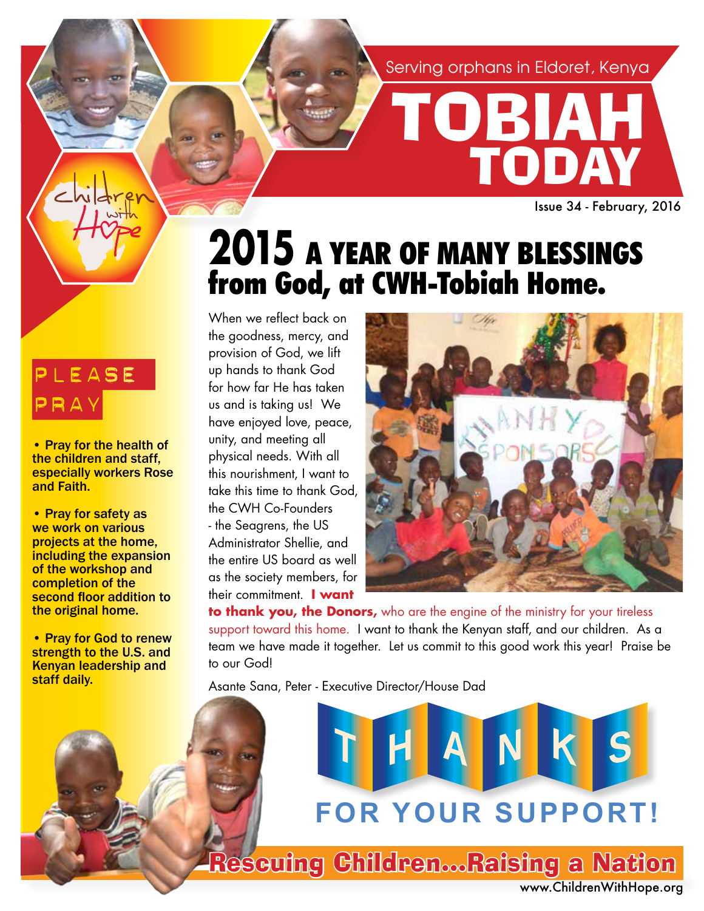Serving orphans in Eldoret, Kenya

# TOBIAH TODAY

Issue 34 - February, 2016

## 2015 A YEAR OF MANY BLESSINGS from God, at CWH-Tobiah Home.

When we reflect back on the goodness, mercy, and provision of God, we lift up hands to thank God for how far He has taken us and is taking us! We have enjoyed love, peace, unity, and meeting all physical needs. With all this nourishment, I want to take this time to thank God, the CWH Co-Founders - the Seagrens, the US Administrator Shellie, and the entire US board as well as the society members, for their commitment. **I want to thank you, the Donors,** who are the engine of the ministry for your tireless support toward this home. I want to thank the Kenyan staff, and our children. As a team we have made it together. Let us commit to this good work this year! Praise be to our God!

Asante Sana, Peter - Executive Director/House Dad

### PLEASE PRAY

- **Pray for the health of the children and staff, especially workers Rose and Faith.**
- **Pray for safety as we work on various projects at the home, including the expansion of the workshop and completion of the second floor addition to the original home.**
- **Pray for God to renew strength to the U.S. and Kenyan leadership and staff daily.**

**THANKS FOR YOUR SUPPORT!**

**Rescuing Children...Raising a Nation**

www.ChildrenWithHope.org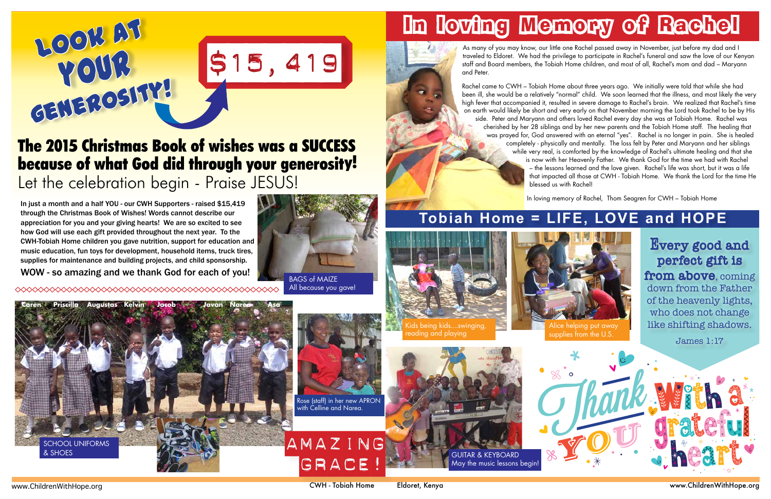# LOOK AT YOUR GENEROSITY!

$15,419

## The 2015 Christmas Book of wishes was a SUCCESS because of what God did through your generosity!

Let the celebration begin - Praise JESUS!

**In just a month and a half YOU - our CWH Supporters - raised $15,419 through the Christmas Book of Wishes! Words cannot describe our appreciation for you and your giving hearts! We are so excited to see how God will use each gift provided throughout the next year. To the CWH-Tobiah Home children you gave nutrition, support for education and music education, fun toys for development, household items, truck tires, supplies for maintenance and building projects, and child sponsorship.**

**WOW - so amazing and we thank God for each of you!**

BAGS of MAIZE
All because you gave!

Caren Priscilla Augustas Kelvin Jacob Javan Narea Asa

SCHOOL UNIFORMS & SHOES

Rose (staff) in her new APRON with Celline and Narea.

AMAZING GRACE!

# In loving Memory of Rachel

As many of you may know, our little one Rachel passed away in November, just before my dad and I traveled to Eldoret. We had the privilege to participate in Rachel's funeral and saw the love of our Kenyan staff and Board members, the Tobiah Home children, and most of all, Rachel's mom and dad – Maryann and Peter.

Rachel came to CWH – Tobiah Home about three years ago. We initially were told that while she had been ill, she would be a relatively "normal" child. We soon learned that the illness, and most likely the very high fever that accompanied it, resulted in severe damage to Rachel's brain. We realized that Rachel's time on earth would likely be short and very early on that November morning the Lord took Rachel to be by His side. Peter and Maryann and others loved Rachel every day she was at Tobiah Home. Rachel was cherished by her 28 siblings and by her new parents and the Tobiah Home staff. The healing that was prayed for, God answered with an eternal "yes". Rachel is no longer in pain. She is healed completely - physically and mentally. The loss felt by Peter and Maryann and her siblings while very real, is comforted by the knowledge of Rachel's ultimate healing and that she is now with her Heavenly Father. We thank God for the time we had with Rachel – the lessons learned and the love given. Rachel's life was short, but it was a life that impacted all those at CWH - Tobiah Home. We thank the Lord for the time He blessed us with Rachel!

In loving memory of Rachel, Thom Seagren for CWH – Tobiah Home

## Tobiah Home = LIFE, LOVE and HOPE

Kids being kids....swinging, reading and playing

Alice helping put away supplies from the U.S.

Every good and perfect gift is from above, coming down from the Father of the heavenly lights, who does not change like shifting shadows.

James 1:17

GUITAR & KEYBOARD
May the music lessons begin!

Thank YOU With a grateful heart

www.ChildrenWithHope.org CWH - Tobiah Home Eldoret, Kenya www.ChildrenWithHope.org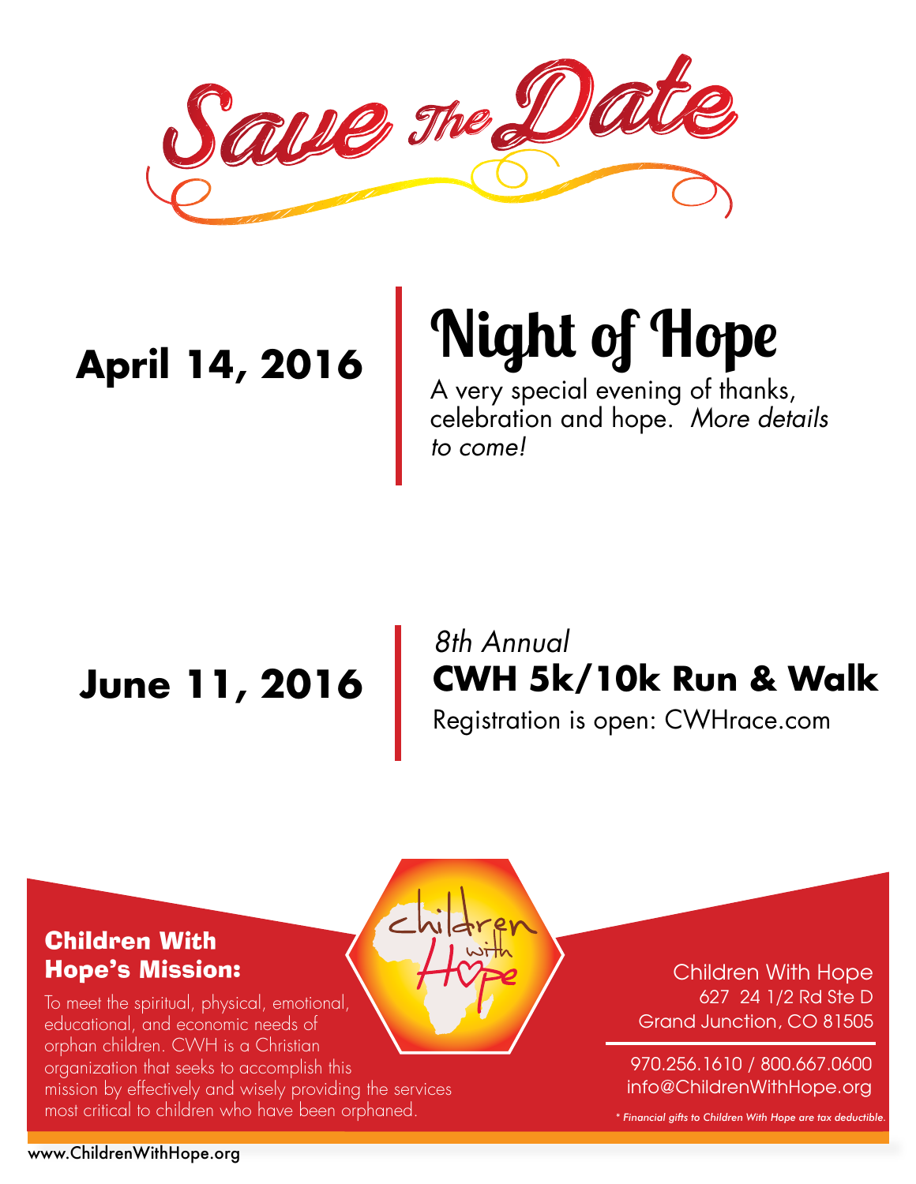# Save The Date

**April 14, 2016**

## Night of Hope

A very special evening of thanks, celebration and hope. *More details to come!*

**June 11, 2016**

*8th Annual*

## CWH 5k/10k Run & Walk

Registration is open: CWHrace.com

### Children With Hope's Mission:

To meet the spiritual, physical, emotional, educational, and economic needs of orphan children. CWH is a Christian organization that seeks to accomplish this mission by effectively and wisely providing the services most critical to children who have been orphaned.

children with Hope

Children With Hope
627 24 1/2 Rd Ste D
Grand Junction, CO 81505

970.256.1610 / 800.667.0600
info@ChildrenWithHope.org

*\* Financial gifts to Children With Hope are tax deductible.*

www.ChildrenWithHope.org